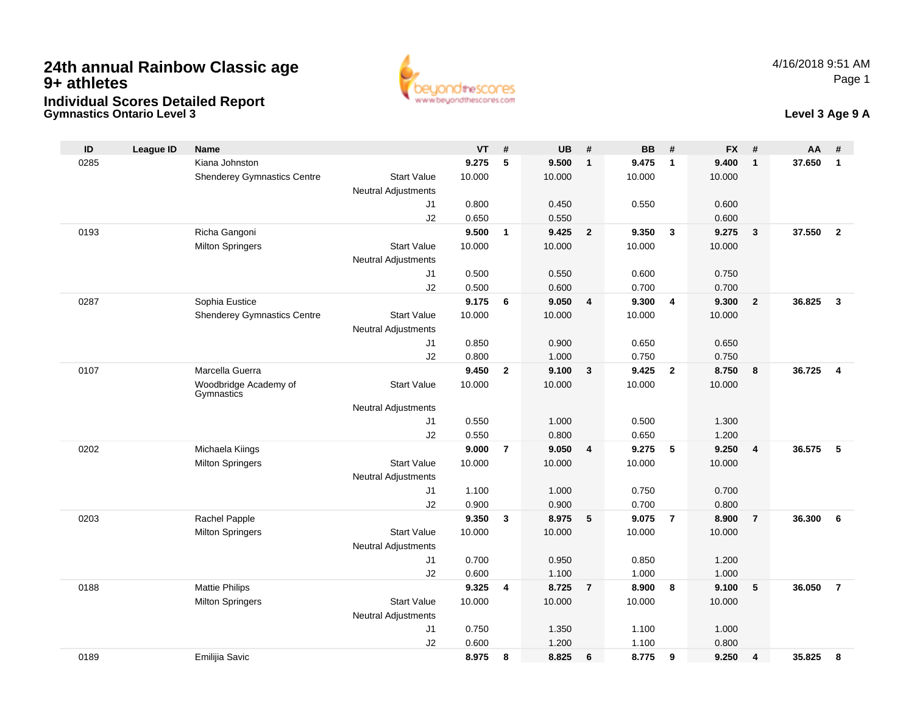# 24th annual Rainbow Classic age 9+ athletes

## Individual Scores Detailed Report

### Gymnastics Ontario Level 3

4/16/2018 9:51 AM

**Level 3 Age 9 A**

| ID | League ID | Name | | VT | # | UB | # | BB | # | FX | # | AA | # |
|---|---|---|---|---|---|---|---|---|---|---|---|---|---|
| 0285 | | Kiana Johnston | | **9.275** | **5** | **9.500** | **1** | **9.475** | **1** | **9.400** | **1** | **37.650** | **1** |
| | | Shenderey Gymnastics Centre | Start Value | 10.000 | | 10.000 | | 10.000 | | 10.000 | | | |
| | | | Neutral Adjustments | | | | | | | | | | |
| | | | J1 | 0.800 | | 0.450 | | 0.550 | | 0.600 | | | |
| | | | J2 | 0.650 | | 0.550 | | | | 0.600 | | | |
| 0193 | | Richa Gangoni | | **9.500** | **1** | **9.425** | **2** | **9.350** | **3** | **9.275** | **3** | **37.550** | **2** |
| | | Milton Springers | Start Value | 10.000 | | 10.000 | | 10.000 | | 10.000 | | | |
| | | | Neutral Adjustments | | | | | | | | | | |
| | | | J1 | 0.500 | | 0.550 | | 0.600 | | 0.750 | | | |
| | | | J2 | 0.500 | | 0.600 | | 0.700 | | 0.700 | | | |
| 0287 | | Sophia Eustice | | **9.175** | **6** | **9.050** | **4** | **9.300** | **4** | **9.300** | **2** | **36.825** | **3** |
| | | Shenderey Gymnastics Centre | Start Value | 10.000 | | 10.000 | | 10.000 | | 10.000 | | | |
| | | | Neutral Adjustments | | | | | | | | | | |
| | | | J1 | 0.850 | | 0.900 | | 0.650 | | 0.650 | | | |
| | | | J2 | 0.800 | | 1.000 | | 0.750 | | 0.750 | | | |
| 0107 | | Marcella Guerra | | **9.450** | **2** | **9.100** | **3** | **9.425** | **2** | **8.750** | **8** | **36.725** | **4** |
| | | Woodbridge Academy of Gymnastics | Start Value | 10.000 | | 10.000 | | 10.000 | | 10.000 | | | |
| | | | Neutral Adjustments | | | | | | | | | | |
| | | | J1 | 0.550 | | 1.000 | | 0.500 | | 1.300 | | | |
| | | | J2 | 0.550 | | 0.800 | | 0.650 | | 1.200 | | | |
| 0202 | | Michaela Kiings | | **9.000** | **7** | **9.050** | **4** | **9.275** | **5** | **9.250** | **4** | **36.575** | **5** |
| | | Milton Springers | Start Value | 10.000 | | 10.000 | | 10.000 | | 10.000 | | | |
| | | | Neutral Adjustments | | | | | | | | | | |
| | | | J1 | 1.100 | | 1.000 | | 0.750 | | 0.700 | | | |
| | | | J2 | 0.900 | | 0.900 | | 0.700 | | 0.800 | | | |
| 0203 | | Rachel Papple | | **9.350** | **3** | **8.975** | **5** | **9.075** | **7** | **8.900** | **7** | **36.300** | **6** |
| | | Milton Springers | Start Value | 10.000 | | 10.000 | | 10.000 | | 10.000 | | | |
| | | | Neutral Adjustments | | | | | | | | | | |
| | | | J1 | 0.700 | | 0.950 | | 0.850 | | 1.200 | | | |
| | | | J2 | 0.600 | | 1.100 | | 1.000 | | 1.000 | | | |
| 0188 | | Mattie Philips | | **9.325** | **4** | **8.725** | **7** | **8.900** | **8** | **9.100** | **5** | **36.050** | **7** |
| | | Milton Springers | Start Value | 10.000 | | 10.000 | | 10.000 | | 10.000 | | | |
| | | | Neutral Adjustments | | | | | | | | | | |
| | | | J1 | 0.750 | | 1.350 | | 1.100 | | 1.000 | | | |
| | | | J2 | 0.600 | | 1.200 | | 1.100 | | 0.800 | | | |
| 0189 | | Emilijia Savic | | **8.975** | **8** | **8.825** | **6** | **8.775** | **9** | **9.250** | **4** | **35.825** | **8** |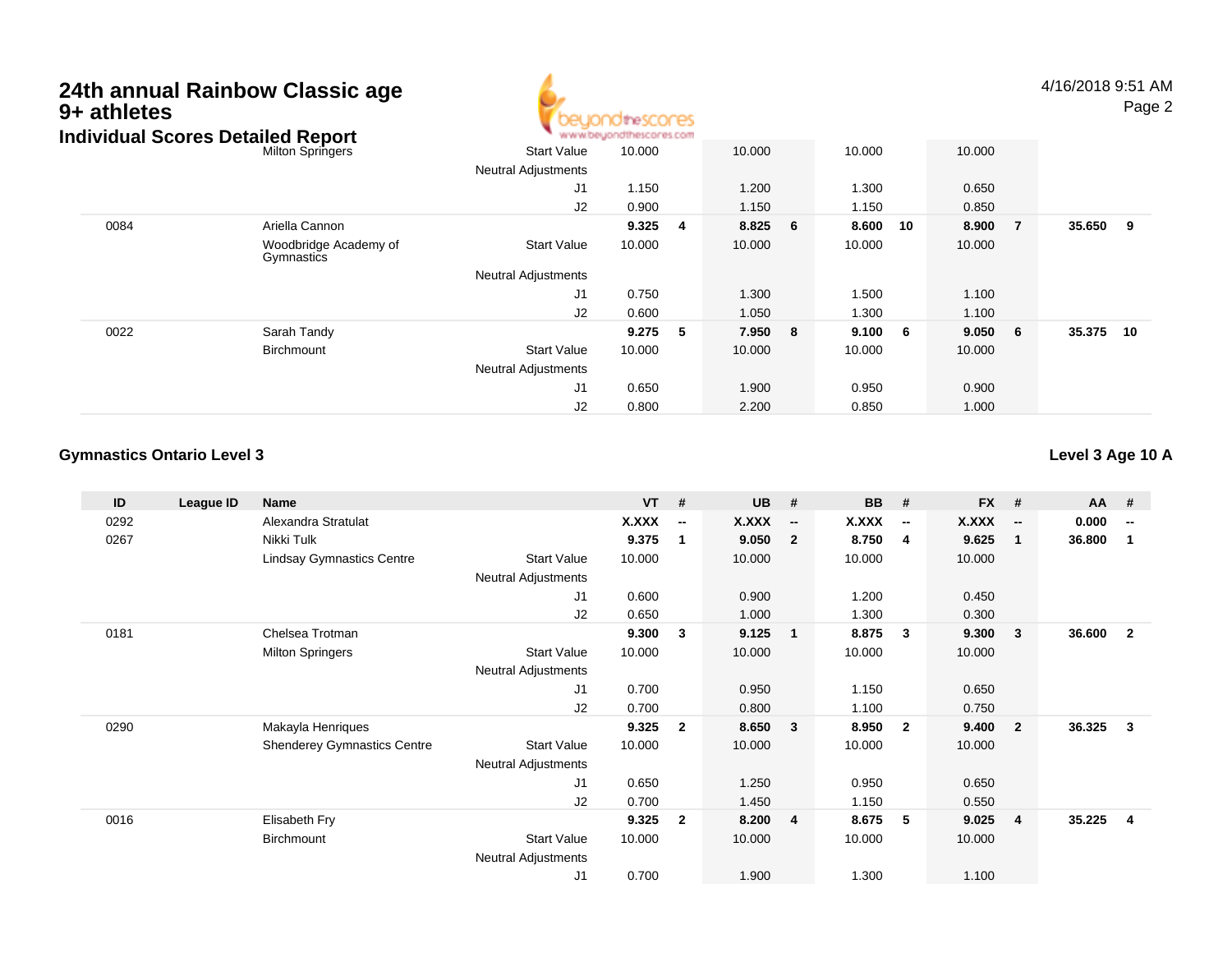# 24th annual Rainbow Classic age 9+ athletes

## Individual Scores Detailed Report

| ID | League ID | Name | | VT | # | UB | # | BB | # | FX | # | AA | # |
|---|---|---|---|---|---|---|---|---|---|---|---|---|---|
| | | Milton Springers | Start Value | 10.000 | | 10.000 | | 10.000 | | 10.000 | | | |
| | | | Neutral Adjustments | | | | | | | | | | |
| | | | J1 | 1.150 | | 1.200 | | 1.300 | | 0.650 | | | |
| | | | J2 | 0.900 | | 1.150 | | 1.150 | | 0.850 | | | |
| 0084 | | Ariella Cannon | | **9.325** | **4** | **8.825** | **6** | **8.600** | **10** | **8.900** | **7** | **35.650** | **9** |
| | | Woodbridge Academy of Gymnastics | Start Value | 10.000 | | 10.000 | | 10.000 | | 10.000 | | | |
| | | | Neutral Adjustments | | | | | | | | | | |
| | | | J1 | 0.750 | | 1.300 | | 1.500 | | 1.100 | | | |
| | | | J2 | 0.600 | | 1.050 | | 1.300 | | 1.100 | | | |
| 0022 | | Sarah Tandy | | **9.275** | **5** | **7.950** | **8** | **9.100** | **6** | **9.050** | **6** | **35.375** | **10** |
| | | Birchmount | Start Value | 10.000 | | 10.000 | | 10.000 | | 10.000 | | | |
| | | | Neutral Adjustments | | | | | | | | | | |
| | | | J1 | 0.650 | | 1.900 | | 0.950 | | 0.900 | | | |
| | | | J2 | 0.800 | | 2.200 | | 0.850 | | 1.000 | | | |

### Gymnastics Ontario Level 3

### Level 3 Age 10 A

| ID | League ID | Name | | VT | # | UB | # | BB | # | FX | # | AA | # |
|---|---|---|---|---|---|---|---|---|---|---|---|---|---|
| 0292 | | Alexandra Stratulat | | **X.XXX** | **--** | **X.XXX** | **--** | **X.XXX** | **--** | **X.XXX** | **--** | **0.000** | **--** |
| 0267 | | Nikki Tulk | | **9.375** | **1** | **9.050** | **2** | **8.750** | **4** | **9.625** | **1** | **36.800** | **1** |
| | | Lindsay Gymnastics Centre | Start Value | 10.000 | | 10.000 | | 10.000 | | 10.000 | | | |
| | | | Neutral Adjustments | | | | | | | | | | |
| | | | J1 | 0.600 | | 0.900 | | 1.200 | | 0.450 | | | |
| | | | J2 | 0.650 | | 1.000 | | 1.300 | | 0.300 | | | |
| 0181 | | Chelsea Trotman | | **9.300** | **3** | **9.125** | **1** | **8.875** | **3** | **9.300** | **3** | **36.600** | **2** |
| | | Milton Springers | Start Value | 10.000 | | 10.000 | | 10.000 | | 10.000 | | | |
| | | | Neutral Adjustments | | | | | | | | | | |
| | | | J1 | 0.700 | | 0.950 | | 1.150 | | 0.650 | | | |
| | | | J2 | 0.700 | | 0.800 | | 1.100 | | 0.750 | | | |
| 0290 | | Makayla Henriques | | **9.325** | **2** | **8.650** | **3** | **8.950** | **2** | **9.400** | **2** | **36.325** | **3** |
| | | Shenderey Gymnastics Centre | Start Value | 10.000 | | 10.000 | | 10.000 | | 10.000 | | | |
| | | | Neutral Adjustments | | | | | | | | | | |
| | | | J1 | 0.650 | | 1.250 | | 0.950 | | 0.650 | | | |
| | | | J2 | 0.700 | | 1.450 | | 1.150 | | 0.550 | | | |
| 0016 | | Elisabeth Fry | | **9.325** | **2** | **8.200** | **4** | **8.675** | **5** | **9.025** | **4** | **35.225** | **4** |
| | | Birchmount | Start Value | 10.000 | | 10.000 | | 10.000 | | 10.000 | | | |
| | | | Neutral Adjustments | | | | | | | | | | |
| | | | J1 | 0.700 | | 1.900 | | 1.300 | | 1.100 | | | |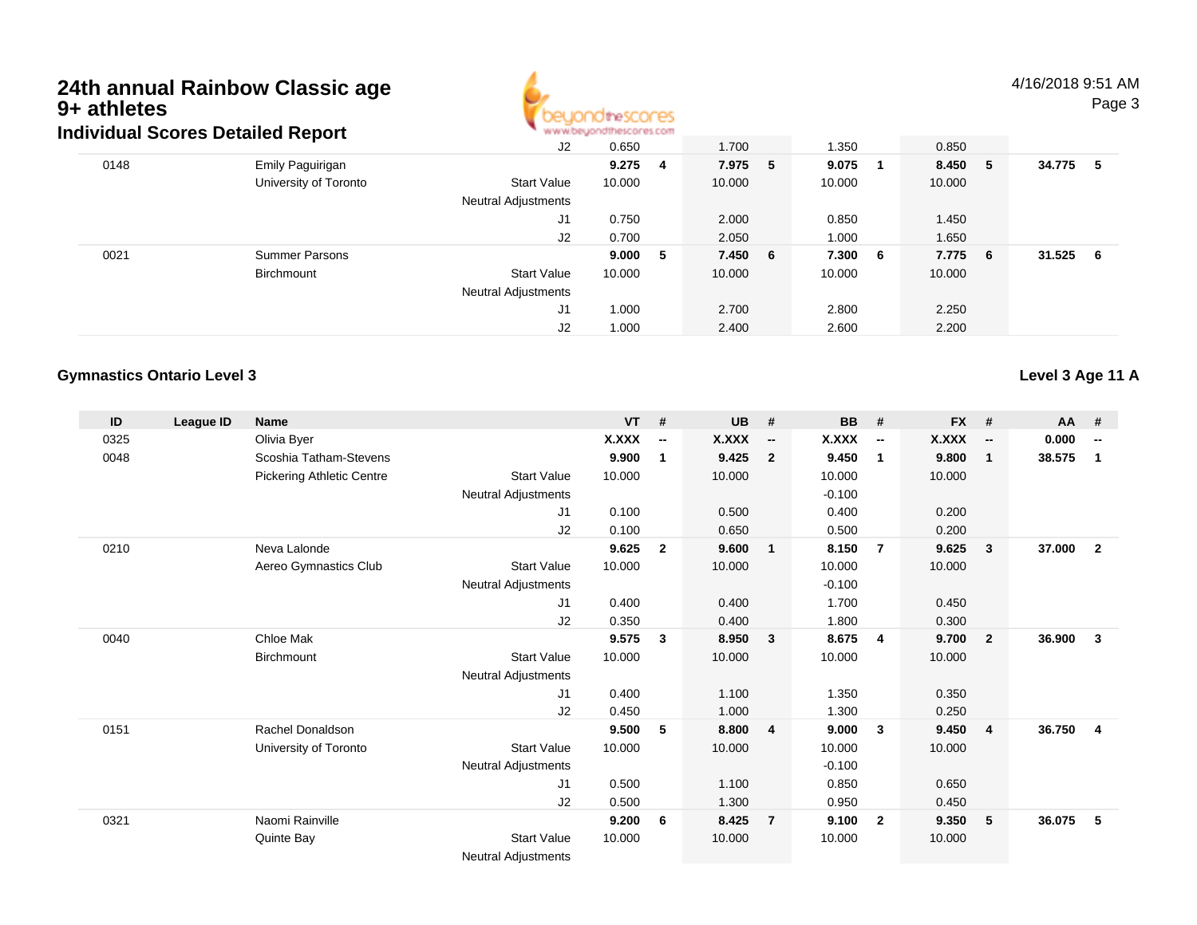# 24th annual Rainbow Classic age 9+ athletes

## Individual Scores Detailed Report

| ID | League ID | Name | | VT | # | UB | # | BB | # | FX | # | AA | # |
|---|---|---|---|---|---|---|---|---|---|---|---|---|---|
| | | | J2 | 0.650 | | 1.700 | | 1.350 | | 0.850 | | | |
| 0148 | | Emily Paguirigan | | **9.275** | **4** | **7.975** | **5** | **9.075** | **1** | **8.450** | **5** | **34.775** | **5** |
| | | University of Toronto | Start Value | 10.000 | | 10.000 | | 10.000 | | 10.000 | | | |
| | | | Neutral Adjustments | | | | | | | | | | |
| | | | J1 | 0.750 | | 2.000 | | 0.850 | | 1.450 | | | |
| | | | J2 | 0.700 | | 2.050 | | 1.000 | | 1.650 | | | |
| 0021 | | Summer Parsons | | **9.000** | **5** | **7.450** | **6** | **7.300** | **6** | **7.775** | **6** | **31.525** | **6** |
| | | Birchmount | Start Value | 10.000 | | 10.000 | | 10.000 | | 10.000 | | | |
| | | | Neutral Adjustments | | | | | | | | | | |
| | | | J1 | 1.000 | | 2.700 | | 2.800 | | 2.250 | | | |
| | | | J2 | 1.000 | | 2.400 | | 2.600 | | 2.200 | | | |

### Gymnastics Ontario Level 3

**Level 3 Age 11 A**

| ID | League ID | Name | | VT | # | UB | # | BB | # | FX | # | AA | # |
|---|---|---|---|---|---|---|---|---|---|---|---|---|---|
| 0325 | | Olivia Byer | | **X.XXX** | **--** | **X.XXX** | **--** | **X.XXX** | **--** | **X.XXX** | **--** | **0.000** | **--** |
| 0048 | | Scoshia Tatham-Stevens | | **9.900** | **1** | **9.425** | **2** | **9.450** | **1** | **9.800** | **1** | **38.575** | **1** |
| | | Pickering Athletic Centre | Start Value | 10.000 | | 10.000 | | 10.000 | | 10.000 | | | |
| | | | Neutral Adjustments | | | | | -0.100 | | | | | |
| | | | J1 | 0.100 | | 0.500 | | 0.400 | | 0.200 | | | |
| | | | J2 | 0.100 | | 0.650 | | 0.500 | | 0.200 | | | |
| 0210 | | Neva Lalonde | | **9.625** | **2** | **9.600** | **1** | **8.150** | **7** | **9.625** | **3** | **37.000** | **2** |
| | | Aereo Gymnastics Club | Start Value | 10.000 | | 10.000 | | 10.000 | | 10.000 | | | |
| | | | Neutral Adjustments | | | | | -0.100 | | | | | |
| | | | J1 | 0.400 | | 0.400 | | 1.700 | | 0.450 | | | |
| | | | J2 | 0.350 | | 0.400 | | 1.800 | | 0.300 | | | |
| 0040 | | Chloe Mak | | **9.575** | **3** | **8.950** | **3** | **8.675** | **4** | **9.700** | **2** | **36.900** | **3** |
| | | Birchmount | Start Value | 10.000 | | 10.000 | | 10.000 | | 10.000 | | | |
| | | | Neutral Adjustments | | | | | | | | | | |
| | | | J1 | 0.400 | | 1.100 | | 1.350 | | 0.350 | | | |
| | | | J2 | 0.450 | | 1.000 | | 1.300 | | 0.250 | | | |
| 0151 | | Rachel Donaldson | | **9.500** | **5** | **8.800** | **4** | **9.000** | **3** | **9.450** | **4** | **36.750** | **4** |
| | | University of Toronto | Start Value | 10.000 | | 10.000 | | 10.000 | | 10.000 | | | |
| | | | Neutral Adjustments | | | | | -0.100 | | | | | |
| | | | J1 | 0.500 | | 1.100 | | 0.850 | | 0.650 | | | |
| | | | J2 | 0.500 | | 1.300 | | 0.950 | | 0.450 | | | |
| 0321 | | Naomi Rainville | | **9.200** | **6** | **8.425** | **7** | **9.100** | **2** | **9.350** | **5** | **36.075** | **5** |
| | | Quinte Bay | Start Value | 10.000 | | 10.000 | | 10.000 | | 10.000 | | | |
| | | | Neutral Adjustments | | | | | | | | | | |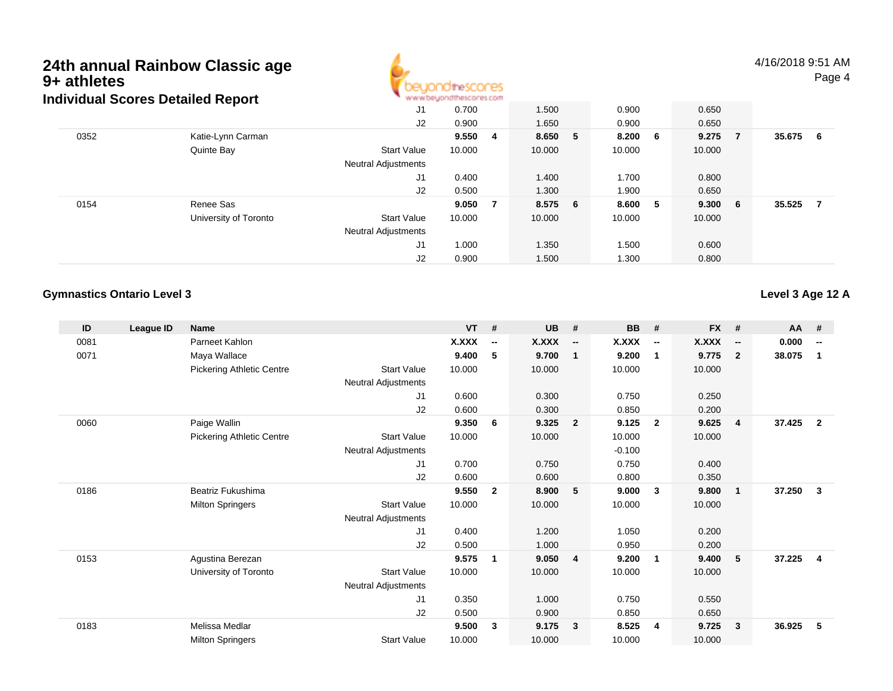# 24th annual Rainbow Classic age 9+ athletes

## Individual Scores Detailed Report

| ID | League ID | Name | | VT | # | UB | # | BB | # | FX | # | AA | # |
|---|---|---|---|---|---|---|---|---|---|---|---|---|---|
| | | | J1 | 0.700 | | 1.500 | | 0.900 | | 0.650 | | | |
| | | | J2 | 0.900 | | 1.650 | | 0.900 | | 0.650 | | | |
| 0352 | | Katie-Lynn Carman | | **9.550** | **4** | **8.650** | **5** | **8.200** | **6** | **9.275** | **7** | **35.675** | **6** |
| | | Quinte Bay | Start Value | 10.000 | | 10.000 | | 10.000 | | 10.000 | | | |
| | | | Neutral Adjustments | | | | | | | | | | |
| | | | J1 | 0.400 | | 1.400 | | 1.700 | | 0.800 | | | |
| | | | J2 | 0.500 | | 1.300 | | 1.900 | | 0.650 | | | |
| 0154 | | Renee Sas | | **9.050** | **7** | **8.575** | **6** | **8.600** | **5** | **9.300** | **6** | **35.525** | **7** |
| | | University of Toronto | Start Value | 10.000 | | 10.000 | | 10.000 | | 10.000 | | | |
| | | | Neutral Adjustments | | | | | | | | | | |
| | | | J1 | 1.000 | | 1.350 | | 1.500 | | 0.600 | | | |
| | | | J2 | 0.900 | | 1.500 | | 1.300 | | 0.800 | | | |

### Gymnastics Ontario Level 3

**Level 3 Age 12 A**

| ID | League ID | Name | | VT | # | UB | # | BB | # | FX | # | AA | # |
|---|---|---|---|---|---|---|---|---|---|---|---|---|---|
| 0081 | | Parneet Kahlon | | **X.XXX** | **--** | **X.XXX** | **--** | **X.XXX** | **--** | **X.XXX** | **--** | **0.000** | **--** |
| 0071 | | Maya Wallace | | **9.400** | **5** | **9.700** | **1** | **9.200** | **1** | **9.775** | **2** | **38.075** | **1** |
| | | Pickering Athletic Centre | Start Value | 10.000 | | 10.000 | | 10.000 | | 10.000 | | | |
| | | | Neutral Adjustments | | | | | | | | | | |
| | | | J1 | 0.600 | | 0.300 | | 0.750 | | 0.250 | | | |
| | | | J2 | 0.600 | | 0.300 | | 0.850 | | 0.200 | | | |
| 0060 | | Paige Wallin | | **9.350** | **6** | **9.325** | **2** | **9.125** | **2** | **9.625** | **4** | **37.425** | **2** |
| | | Pickering Athletic Centre | Start Value | 10.000 | | 10.000 | | 10.000 | | 10.000 | | | |
| | | | Neutral Adjustments | | | | | -0.100 | | | | | |
| | | | J1 | 0.700 | | 0.750 | | 0.750 | | 0.400 | | | |
| | | | J2 | 0.600 | | 0.600 | | 0.800 | | 0.350 | | | |
| 0186 | | Beatriz Fukushima | | **9.550** | **2** | **8.900** | **5** | **9.000** | **3** | **9.800** | **1** | **37.250** | **3** |
| | | Milton Springers | Start Value | 10.000 | | 10.000 | | 10.000 | | 10.000 | | | |
| | | | Neutral Adjustments | | | | | | | | | | |
| | | | J1 | 0.400 | | 1.200 | | 1.050 | | 0.200 | | | |
| | | | J2 | 0.500 | | 1.000 | | 0.950 | | 0.200 | | | |
| 0153 | | Agustina Berezan | | **9.575** | **1** | **9.050** | **4** | **9.200** | **1** | **9.400** | **5** | **37.225** | **4** |
| | | University of Toronto | Start Value | 10.000 | | 10.000 | | 10.000 | | 10.000 | | | |
| | | | Neutral Adjustments | | | | | | | | | | |
| | | | J1 | 0.350 | | 1.000 | | 0.750 | | 0.550 | | | |
| | | | J2 | 0.500 | | 0.900 | | 0.850 | | 0.650 | | | |
| 0183 | | Melissa Medlar | | **9.500** | **3** | **9.175** | **3** | **8.525** | **4** | **9.725** | **3** | **36.925** | **5** |
| | | Milton Springers | Start Value | 10.000 | | 10.000 | | 10.000 | | 10.000 | | | |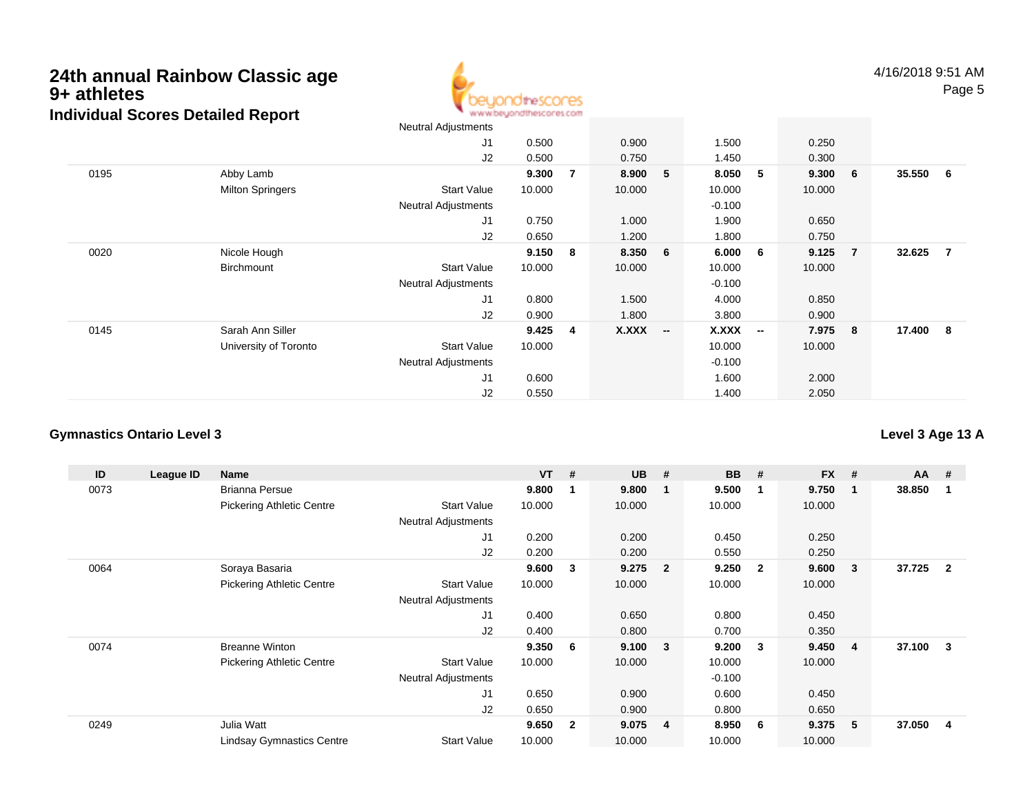# 24th annual Rainbow Classic age 9+ athletes

## Individual Scores Detailed Report

4/16/2018 9:51 AM

| ID | League ID | Name | | VT | # | UB | # | BB | # | FX | # | AA | # |
|---|---|---|---|---|---|---|---|---|---|---|---|---|---|
| | | | Neutral Adjustments | | | | | | | | | | |
| | | | J1 | 0.500 | | 0.900 | | 1.500 | | 0.250 | | | |
| | | | J2 | 0.500 | | 0.750 | | 1.450 | | 0.300 | | | |
| 0195 | | Abby Lamb | | **9.300** | **7** | **8.900** | **5** | **8.050** | **5** | **9.300** | **6** | **35.550** | **6** |
| | | Milton Springers | Start Value | 10.000 | | 10.000 | | 10.000 | | 10.000 | | | |
| | | | Neutral Adjustments | | | | | -0.100 | | | | | |
| | | | J1 | 0.750 | | 1.000 | | 1.900 | | 0.650 | | | |
| | | | J2 | 0.650 | | 1.200 | | 1.800 | | 0.750 | | | |
| 0020 | | Nicole Hough | | **9.150** | **8** | **8.350** | **6** | **6.000** | **6** | **9.125** | **7** | **32.625** | **7** |
| | | Birchmount | Start Value | 10.000 | | 10.000 | | 10.000 | | 10.000 | | | |
| | | | Neutral Adjustments | | | | | -0.100 | | | | | |
| | | | J1 | 0.800 | | 1.500 | | 4.000 | | 0.850 | | | |
| | | | J2 | 0.900 | | 1.800 | | 3.800 | | 0.900 | | | |
| 0145 | | Sarah Ann Siller | | **9.425** | **4** | **X.XXX** | **--** | **X.XXX** | **--** | **7.975** | **8** | **17.400** | **8** |
| | | University of Toronto | Start Value | 10.000 | | | | 10.000 | | 10.000 | | | |
| | | | Neutral Adjustments | | | | | -0.100 | | | | | |
| | | | J1 | 0.600 | | | | 1.600 | | 2.000 | | | |
| | | | J2 | 0.550 | | | | 1.400 | | 2.050 | | | |

### Gymnastics Ontario Level 3

**Level 3 Age 13 A**

| ID | League ID | Name | | VT | # | UB | # | BB | # | FX | # | AA | # |
|---|---|---|---|---|---|---|---|---|---|---|---|---|---|
| 0073 | | Brianna Persue | | **9.800** | **1** | **9.800** | **1** | **9.500** | **1** | **9.750** | **1** | **38.850** | **1** |
| | | Pickering Athletic Centre | Start Value | 10.000 | | 10.000 | | 10.000 | | 10.000 | | | |
| | | | Neutral Adjustments | | | | | | | | | | |
| | | | J1 | 0.200 | | 0.200 | | 0.450 | | 0.250 | | | |
| | | | J2 | 0.200 | | 0.200 | | 0.550 | | 0.250 | | | |
| 0064 | | Soraya Basaria | | **9.600** | **3** | **9.275** | **2** | **9.250** | **2** | **9.600** | **3** | **37.725** | **2** |
| | | Pickering Athletic Centre | Start Value | 10.000 | | 10.000 | | 10.000 | | 10.000 | | | |
| | | | Neutral Adjustments | | | | | | | | | | |
| | | | J1 | 0.400 | | 0.650 | | 0.800 | | 0.450 | | | |
| | | | J2 | 0.400 | | 0.800 | | 0.700 | | 0.350 | | | |
| 0074 | | Breanne Winton | | **9.350** | **6** | **9.100** | **3** | **9.200** | **3** | **9.450** | **4** | **37.100** | **3** |
| | | Pickering Athletic Centre | Start Value | 10.000 | | 10.000 | | 10.000 | | 10.000 | | | |
| | | | Neutral Adjustments | | | | | -0.100 | | | | | |
| | | | J1 | 0.650 | | 0.900 | | 0.600 | | 0.450 | | | |
| | | | J2 | 0.650 | | 0.900 | | 0.800 | | 0.650 | | | |
| 0249 | | Julia Watt | | **9.650** | **2** | **9.075** | **4** | **8.950** | **6** | **9.375** | **5** | **37.050** | **4** |
| | | Lindsay Gymnastics Centre | Start Value | 10.000 | | 10.000 | | 10.000 | | 10.000 | | | |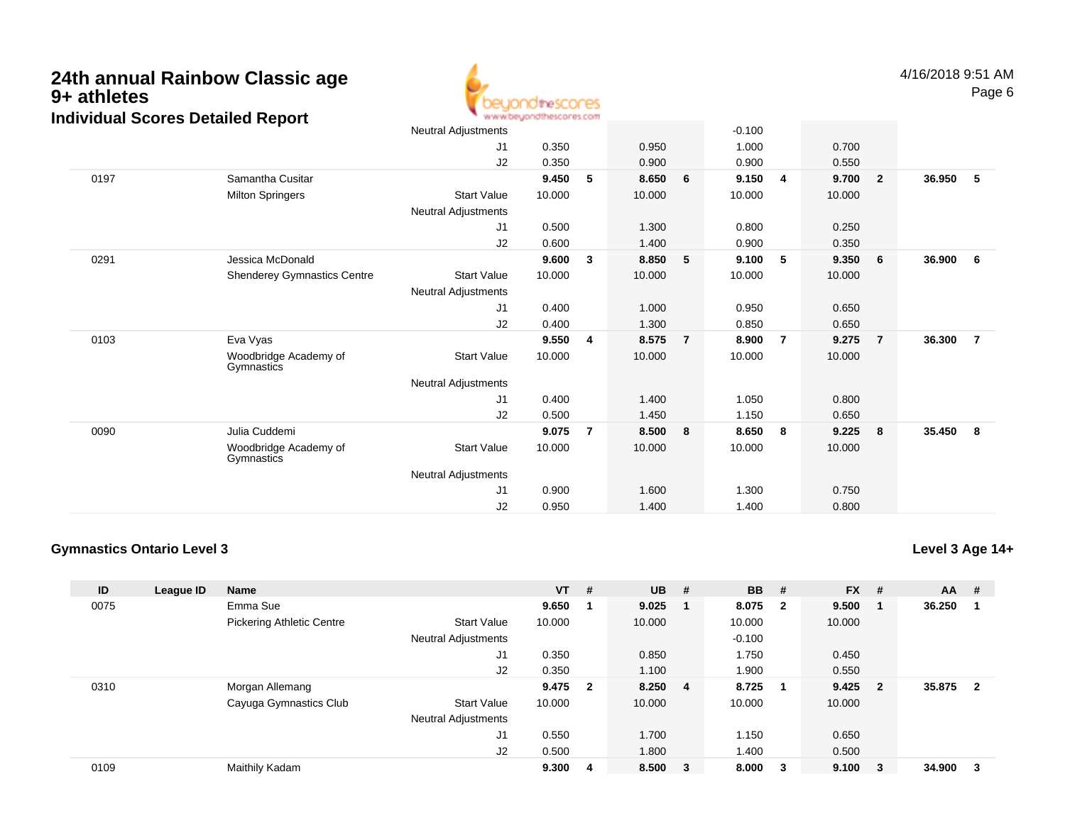# 24th annual Rainbow Classic age 9+ athletes

## Individual Scores Detailed Report

| ID | League ID | Name | | VT | # | UB | # | BB | # | FX | # | AA | # |
|---|---|---|---|---|---|---|---|---|---|---|---|---|---|
| | | | Neutral Adjustments | | | | | -0.100 | | | | | |
| | | | J1 | 0.350 | | 0.950 | | 1.000 | | 0.700 | | | |
| | | | J2 | 0.350 | | 0.900 | | 0.900 | | 0.550 | | | |
| 0197 | | Samantha Cusitar | | **9.450** | **5** | **8.650** | **6** | **9.150** | **4** | **9.700** | **2** | **36.950** | **5** |
| | | Milton Springers | Start Value | 10.000 | | 10.000 | | 10.000 | | 10.000 | | | |
| | | | Neutral Adjustments | | | | | | | | | | |
| | | | J1 | 0.500 | | 1.300 | | 0.800 | | 0.250 | | | |
| | | | J2 | 0.600 | | 1.400 | | 0.900 | | 0.350 | | | |
| 0291 | | Jessica McDonald | | **9.600** | **3** | **8.850** | **5** | **9.100** | **5** | **9.350** | **6** | **36.900** | **6** |
| | | Shenderey Gymnastics Centre | Start Value | 10.000 | | 10.000 | | 10.000 | | 10.000 | | | |
| | | | Neutral Adjustments | | | | | | | | | | |
| | | | J1 | 0.400 | | 1.000 | | 0.950 | | 0.650 | | | |
| | | | J2 | 0.400 | | 1.300 | | 0.850 | | 0.650 | | | |
| 0103 | | Eva Vyas | | **9.550** | **4** | **8.575** | **7** | **8.900** | **7** | **9.275** | **7** | **36.300** | **7** |
| | | Woodbridge Academy of Gymnastics | Start Value | 10.000 | | 10.000 | | 10.000 | | 10.000 | | | |
| | | | Neutral Adjustments | | | | | | | | | | |
| | | | J1 | 0.400 | | 1.400 | | 1.050 | | 0.800 | | | |
| | | | J2 | 0.500 | | 1.450 | | 1.150 | | 0.650 | | | |
| 0090 | | Julia Cuddemi | | **9.075** | **7** | **8.500** | **8** | **8.650** | **8** | **9.225** | **8** | **35.450** | **8** |
| | | Woodbridge Academy of Gymnastics | Start Value | 10.000 | | 10.000 | | 10.000 | | 10.000 | | | |
| | | | Neutral Adjustments | | | | | | | | | | |
| | | | J1 | 0.900 | | 1.600 | | 1.300 | | 0.750 | | | |
| | | | J2 | 0.950 | | 1.400 | | 1.400 | | 0.800 | | | |

### Gymnastics Ontario Level 3

**Level 3 Age 14+**

| ID | League ID | Name | | VT | # | UB | # | BB | # | FX | # | AA | # |
|---|---|---|---|---|---|---|---|---|---|---|---|---|---|
| 0075 | | Emma Sue | | **9.650** | **1** | **9.025** | **1** | **8.075** | **2** | **9.500** | **1** | **36.250** | **1** |
| | | Pickering Athletic Centre | Start Value | 10.000 | | 10.000 | | 10.000 | | 10.000 | | | |
| | | | Neutral Adjustments | | | | | -0.100 | | | | | |
| | | | J1 | 0.350 | | 0.850 | | 1.750 | | 0.450 | | | |
| | | | J2 | 0.350 | | 1.100 | | 1.900 | | 0.550 | | | |
| 0310 | | Morgan Allemang | | **9.475** | **2** | **8.250** | **4** | **8.725** | **1** | **9.425** | **2** | **35.875** | **2** |
| | | Cayuga Gymnastics Club | Start Value | 10.000 | | 10.000 | | 10.000 | | 10.000 | | | |
| | | | Neutral Adjustments | | | | | | | | | | |
| | | | J1 | 0.550 | | 1.700 | | 1.150 | | 0.650 | | | |
| | | | J2 | 0.500 | | 1.800 | | 1.400 | | 0.500 | | | |
| 0109 | | Maithily Kadam | | **9.300** | **4** | **8.500** | **3** | **8.000** | **3** | **9.100** | **3** | **34.900** | **3** |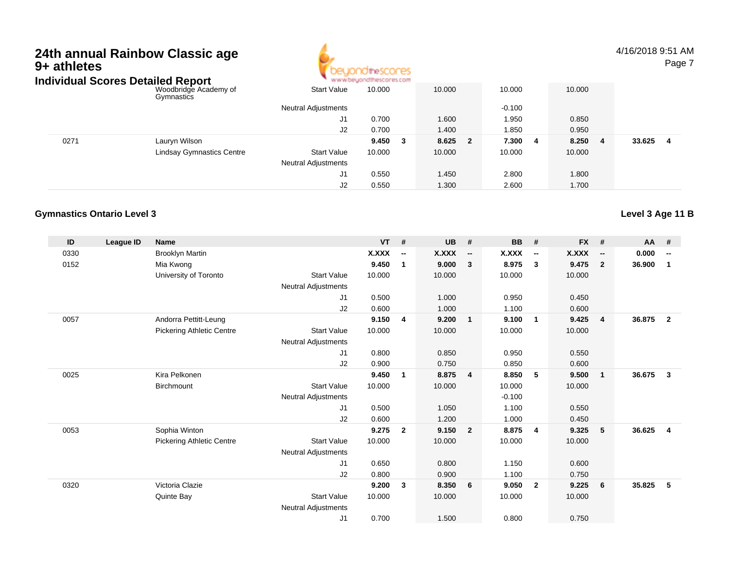| | | | | | | | | | | | | | |
|---|---|---|---|---|---|---|---|---|---|---|---|---|---|
| | | Woodbridge Academy of Gymnastics | Start Value | 10.000 | | 10.000 | | 10.000 | | 10.000 | | | |
| | | | Neutral Adjustments | | | | | -0.100 | | | | | |
| | | | J1 | 0.700 | | 1.600 | | 1.950 | | 0.850 | | | |
| | | | J2 | 0.700 | | 1.400 | | 1.850 | | 0.950 | | | |
| 0271 | | Lauryn Wilson | | **9.450** | **3** | **8.625** | **2** | **7.300** | **4** | **8.250** | **4** | **33.625** | **4** |
| | | Lindsay Gymnastics Centre | Start Value | 10.000 | | 10.000 | | 10.000 | | 10.000 | | | |
| | | | Neutral Adjustments | | | | | | | | | | |
| | | | J1 | 0.550 | | 1.450 | | 2.800 | | 1.800 | | | |
| | | | J2 | 0.550 | | 1.300 | | 2.600 | | 1.700 | | | |

## Gymnastics Ontario Level 3

**Level 3 Age 11 B**

| ID | League ID | Name | | VT | # | UB | # | BB | # | FX | # | AA | # |
|---|---|---|---|---|---|---|---|---|---|---|---|---|---|
| 0330 | | Brooklyn Martin | | **X.XXX** | **--** | **X.XXX** | **--** | **X.XXX** | **--** | **X.XXX** | **--** | **0.000** | **--** |
| 0152 | | Mia Kwong | | **9.450** | **1** | **9.000** | **3** | **8.975** | **3** | **9.475** | **2** | **36.900** | **1** |
| | | University of Toronto | Start Value | 10.000 | | 10.000 | | 10.000 | | 10.000 | | | |
| | | | Neutral Adjustments | | | | | | | | | | |
| | | | J1 | 0.500 | | 1.000 | | 0.950 | | 0.450 | | | |
| | | | J2 | 0.600 | | 1.000 | | 1.100 | | 0.600 | | | |
| 0057 | | Andorra Pettitt-Leung | | **9.150** | **4** | **9.200** | **1** | **9.100** | **1** | **9.425** | **4** | **36.875** | **2** |
| | | Pickering Athletic Centre | Start Value | 10.000 | | 10.000 | | 10.000 | | 10.000 | | | |
| | | | Neutral Adjustments | | | | | | | | | | |
| | | | J1 | 0.800 | | 0.850 | | 0.950 | | 0.550 | | | |
| | | | J2 | 0.900 | | 0.750 | | 0.850 | | 0.600 | | | |
| 0025 | | Kira Pelkonen | | **9.450** | **1** | **8.875** | **4** | **8.850** | **5** | **9.500** | **1** | **36.675** | **3** |
| | | Birchmount | Start Value | 10.000 | | 10.000 | | 10.000 | | 10.000 | | | |
| | | | Neutral Adjustments | | | | | -0.100 | | | | | |
| | | | J1 | 0.500 | | 1.050 | | 1.100 | | 0.550 | | | |
| | | | J2 | 0.600 | | 1.200 | | 1.000 | | 0.450 | | | |
| 0053 | | Sophia Winton | | **9.275** | **2** | **9.150** | **2** | **8.875** | **4** | **9.325** | **5** | **36.625** | **4** |
| | | Pickering Athletic Centre | Start Value | 10.000 | | 10.000 | | 10.000 | | 10.000 | | | |
| | | | Neutral Adjustments | | | | | | | | | | |
| | | | J1 | 0.650 | | 0.800 | | 1.150 | | 0.600 | | | |
| | | | J2 | 0.800 | | 0.900 | | 1.100 | | 0.750 | | | |
| 0320 | | Victoria Clazie | | **9.200** | **3** | **8.350** | **6** | **9.050** | **2** | **9.225** | **6** | **35.825** | **5** |
| | | Quinte Bay | Start Value | 10.000 | | 10.000 | | 10.000 | | 10.000 | | | |
| | | | Neutral Adjustments | | | | | | | | | | |
| | | | J1 | 0.700 | | 1.500 | | 0.800 | | 0.750 | | | |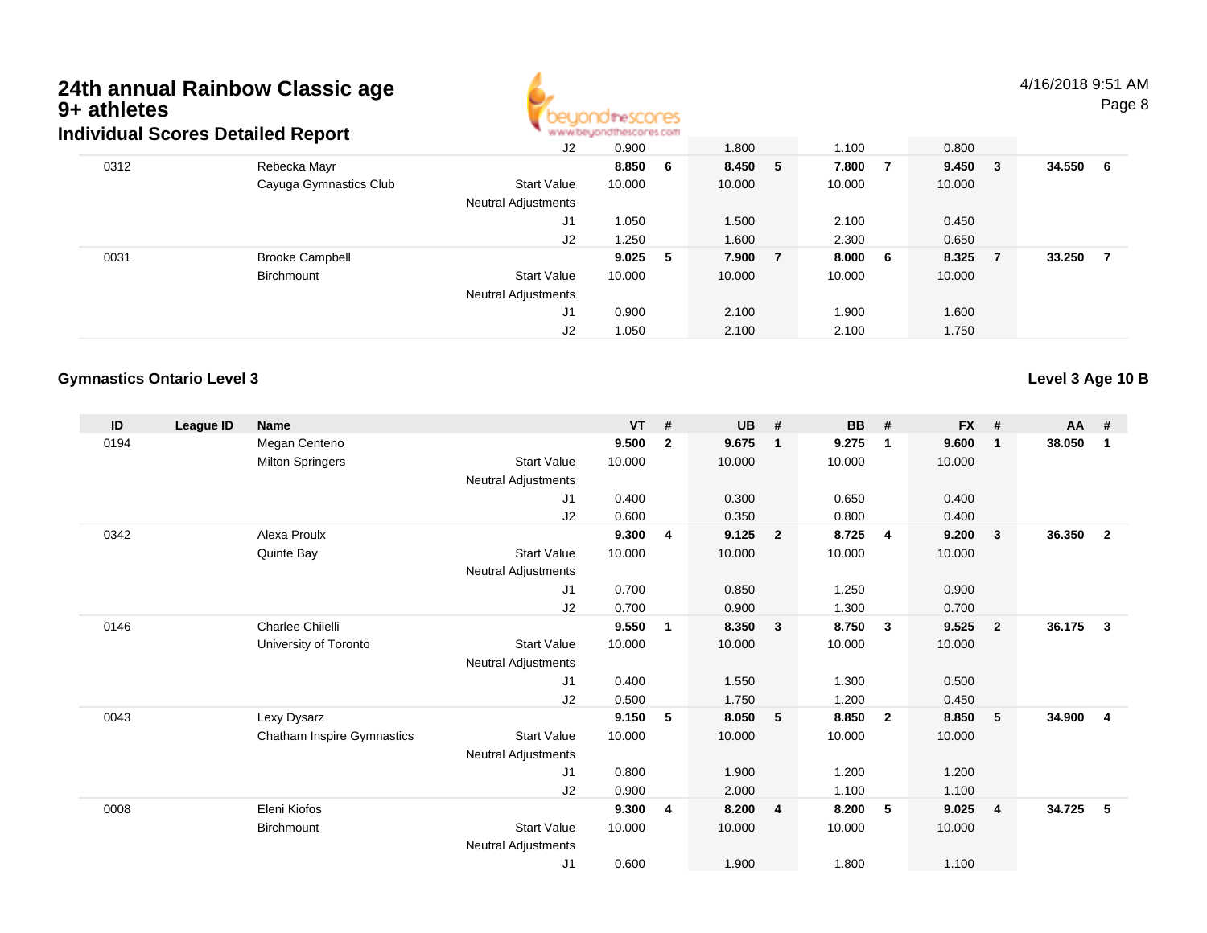# 24th annual Rainbow Classic age 9+ athletes

## Individual Scores Detailed Report

| ID | League ID | Name | | VT | # | UB | # | BB | # | FX | # | AA | # |
|---|---|---|---|---|---|---|---|---|---|---|---|---|---|
| | | | J2 | 0.900 | | 1.800 | | 1.100 | | 0.800 | | | |
| 0312 | | Rebecka Mayr | | **8.850** | **6** | **8.450** | **5** | **7.800** | **7** | **9.450** | **3** | **34.550** | **6** |
| | | Cayuga Gymnastics Club | Start Value | 10.000 | | 10.000 | | 10.000 | | 10.000 | | | |
| | | | Neutral Adjustments | | | | | | | | | | |
| | | | J1 | 1.050 | | 1.500 | | 2.100 | | 0.450 | | | |
| | | | J2 | 1.250 | | 1.600 | | 2.300 | | 0.650 | | | |
| 0031 | | Brooke Campbell | | **9.025** | **5** | **7.900** | **7** | **8.000** | **6** | **8.325** | **7** | **33.250** | **7** |
| | | Birchmount | Start Value | 10.000 | | 10.000 | | 10.000 | | 10.000 | | | |
| | | | Neutral Adjustments | | | | | | | | | | |
| | | | J1 | 0.900 | | 2.100 | | 1.900 | | 1.600 | | | |
| | | | J2 | 1.050 | | 2.100 | | 2.100 | | 1.750 | | | |

### Gymnastics Ontario Level 3

### Level 3 Age 10 B

| ID | League ID | Name | | VT | # | UB | # | BB | # | FX | # | AA | # |
|---|---|---|---|---|---|---|---|---|---|---|---|---|---|
| 0194 | | Megan Centeno | | **9.500** | **2** | **9.675** | **1** | **9.275** | **1** | **9.600** | **1** | **38.050** | **1** |
| | | Milton Springers | Start Value | 10.000 | | 10.000 | | 10.000 | | 10.000 | | | |
| | | | Neutral Adjustments | | | | | | | | | | |
| | | | J1 | 0.400 | | 0.300 | | 0.650 | | 0.400 | | | |
| | | | J2 | 0.600 | | 0.350 | | 0.800 | | 0.400 | | | |
| 0342 | | Alexa Proulx | | **9.300** | **4** | **9.125** | **2** | **8.725** | **4** | **9.200** | **3** | **36.350** | **2** |
| | | Quinte Bay | Start Value | 10.000 | | 10.000 | | 10.000 | | 10.000 | | | |
| | | | Neutral Adjustments | | | | | | | | | | |
| | | | J1 | 0.700 | | 0.850 | | 1.250 | | 0.900 | | | |
| | | | J2 | 0.700 | | 0.900 | | 1.300 | | 0.700 | | | |
| 0146 | | Charlee Chilelli | | **9.550** | **1** | **8.350** | **3** | **8.750** | **3** | **9.525** | **2** | **36.175** | **3** |
| | | University of Toronto | Start Value | 10.000 | | 10.000 | | 10.000 | | 10.000 | | | |
| | | | Neutral Adjustments | | | | | | | | | | |
| | | | J1 | 0.400 | | 1.550 | | 1.300 | | 0.500 | | | |
| | | | J2 | 0.500 | | 1.750 | | 1.200 | | 0.450 | | | |
| 0043 | | Lexy Dysarz | | **9.150** | **5** | **8.050** | **5** | **8.850** | **2** | **8.850** | **5** | **34.900** | **4** |
| | | Chatham Inspire Gymnastics | Start Value | 10.000 | | 10.000 | | 10.000 | | 10.000 | | | |
| | | | Neutral Adjustments | | | | | | | | | | |
| | | | J1 | 0.800 | | 1.900 | | 1.200 | | 1.200 | | | |
| | | | J2 | 0.900 | | 2.000 | | 1.100 | | 1.100 | | | |
| 0008 | | Eleni Kiofos | | **9.300** | **4** | **8.200** | **4** | **8.200** | **5** | **9.025** | **4** | **34.725** | **5** |
| | | Birchmount | Start Value | 10.000 | | 10.000 | | 10.000 | | 10.000 | | | |
| | | | Neutral Adjustments | | | | | | | | | | |
| | | | J1 | 0.600 | | 1.900 | | 1.800 | | 1.100 | | | |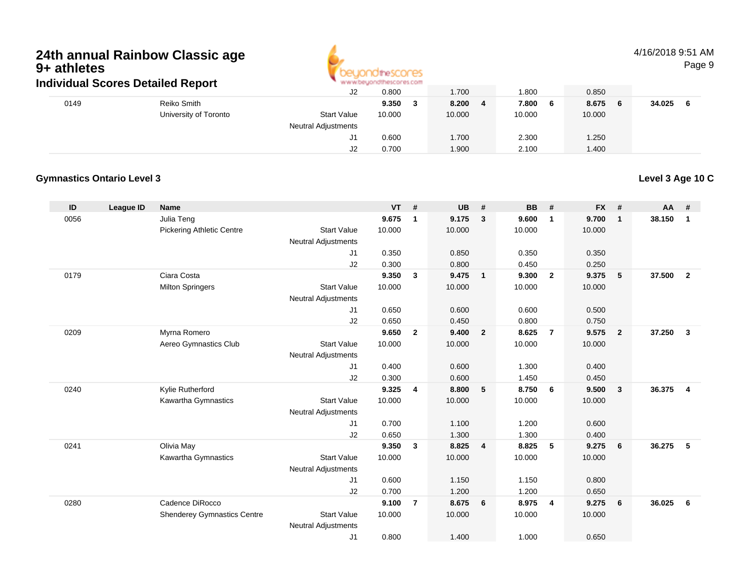# 24th annual Rainbow Classic age 9+ athletes

## Individual Scores Detailed Report

| | | | | VT | # | UB | # | BB | # | FX | # | AA | # |
|---|---|---|---|---|---|---|---|---|---|---|---|---|---|
| | | | J2 | 0.800 | | 1.700 | | 1.800 | | 0.850 | | | |
| 0149 | | Reiko Smith | | **9.350** | **3** | **8.200** | **4** | **7.800** | **6** | **8.675** | **6** | **34.025** | **6** |
| | | University of Toronto | Start Value | 10.000 | | 10.000 | | 10.000 | | 10.000 | | | |
| | | | Neutral Adjustments | | | | | | | | | | |
| | | | J1 | 0.600 | | 1.700 | | 2.300 | | 1.250 | | | |
| | | | J2 | 0.700 | | 1.900 | | 2.100 | | 1.400 | | | |

### Gymnastics Ontario Level 3

### Level 3 Age 10 C

| ID | League ID | Name | | VT | # | UB | # | BB | # | FX | # | AA | # |
|---|---|---|---|---|---|---|---|---|---|---|---|---|---|
| 0056 | | Julia Teng | | **9.675** | **1** | **9.175** | **3** | **9.600** | **1** | **9.700** | **1** | **38.150** | **1** |
| | | Pickering Athletic Centre | Start Value | 10.000 | | 10.000 | | 10.000 | | 10.000 | | | |
| | | | Neutral Adjustments | | | | | | | | | | |
| | | | J1 | 0.350 | | 0.850 | | 0.350 | | 0.350 | | | |
| | | | J2 | 0.300 | | 0.800 | | 0.450 | | 0.250 | | | |
| 0179 | | Ciara Costa | | **9.350** | **3** | **9.475** | **1** | **9.300** | **2** | **9.375** | **5** | **37.500** | **2** |
| | | Milton Springers | Start Value | 10.000 | | 10.000 | | 10.000 | | 10.000 | | | |
| | | | Neutral Adjustments | | | | | | | | | | |
| | | | J1 | 0.650 | | 0.600 | | 0.600 | | 0.500 | | | |
| | | | J2 | 0.650 | | 0.450 | | 0.800 | | 0.750 | | | |
| 0209 | | Myrna Romero | | **9.650** | **2** | **9.400** | **2** | **8.625** | **7** | **9.575** | **2** | **37.250** | **3** |
| | | Aereo Gymnastics Club | Start Value | 10.000 | | 10.000 | | 10.000 | | 10.000 | | | |
| | | | Neutral Adjustments | | | | | | | | | | |
| | | | J1 | 0.400 | | 0.600 | | 1.300 | | 0.400 | | | |
| | | | J2 | 0.300 | | 0.600 | | 1.450 | | 0.450 | | | |
| 0240 | | Kylie Rutherford | | **9.325** | **4** | **8.800** | **5** | **8.750** | **6** | **9.500** | **3** | **36.375** | **4** |
| | | Kawartha Gymnastics | Start Value | 10.000 | | 10.000 | | 10.000 | | 10.000 | | | |
| | | | Neutral Adjustments | | | | | | | | | | |
| | | | J1 | 0.700 | | 1.100 | | 1.200 | | 0.600 | | | |
| | | | J2 | 0.650 | | 1.300 | | 1.300 | | 0.400 | | | |
| 0241 | | Olivia May | | **9.350** | **3** | **8.825** | **4** | **8.825** | **5** | **9.275** | **6** | **36.275** | **5** |
| | | Kawartha Gymnastics | Start Value | 10.000 | | 10.000 | | 10.000 | | 10.000 | | | |
| | | | Neutral Adjustments | | | | | | | | | | |
| | | | J1 | 0.600 | | 1.150 | | 1.150 | | 0.800 | | | |
| | | | J2 | 0.700 | | 1.200 | | 1.200 | | 0.650 | | | |
| 0280 | | Cadence DiRocco | | **9.100** | **7** | **8.675** | **6** | **8.975** | **4** | **9.275** | **6** | **36.025** | **6** |
| | | Shenderey Gymnastics Centre | Start Value | 10.000 | | 10.000 | | 10.000 | | 10.000 | | | |
| | | | Neutral Adjustments | | | | | | | | | | |
| | | | J1 | 0.800 | | 1.400 | | 1.000 | | 0.650 | | | |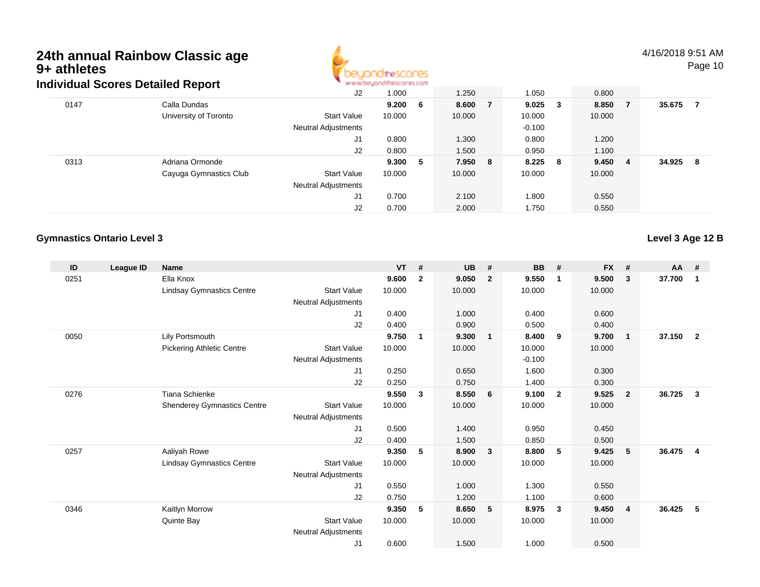# 24th annual Rainbow Classic age 9+ athletes

## Individual Scores Detailed Report

| ID | League ID | Name | | VT | # | UB | # | BB | # | FX | # | AA | # |
|---|---|---|---|---|---|---|---|---|---|---|---|---|---|
| | | | J2 | 1.000 | | 1.250 | | 1.050 | | 0.800 | | | |
| 0147 | | Calla Dundas | | **9.200** | **6** | **8.600** | **7** | **9.025** | **3** | **8.850** | **7** | **35.675** | **7** |
| | | University of Toronto | Start Value | 10.000 | | 10.000 | | 10.000 | | 10.000 | | | |
| | | | Neutral Adjustments | | | | | -0.100 | | | | | |
| | | | J1 | 0.800 | | 1.300 | | 0.800 | | 1.200 | | | |
| | | | J2 | 0.800 | | 1.500 | | 0.950 | | 1.100 | | | |
| 0313 | | Adriana Ormonde | | **9.300** | **5** | **7.950** | **8** | **8.225** | **8** | **9.450** | **4** | **34.925** | **8** |
| | | Cayuga Gymnastics Club | Start Value | 10.000 | | 10.000 | | 10.000 | | 10.000 | | | |
| | | | Neutral Adjustments | | | | | | | | | | |
| | | | J1 | 0.700 | | 2.100 | | 1.800 | | 0.550 | | | |
| | | | J2 | 0.700 | | 2.000 | | 1.750 | | 0.550 | | | |

### Gymnastics Ontario Level 3

### Level 3 Age 12 B

| ID | League ID | Name | | VT | # | UB | # | BB | # | FX | # | AA | # |
|---|---|---|---|---|---|---|---|---|---|---|---|---|---|
| 0251 | | Ella Knox | | **9.600** | **2** | **9.050** | **2** | **9.550** | **1** | **9.500** | **3** | **37.700** | **1** |
| | | Lindsay Gymnastics Centre | Start Value | 10.000 | | 10.000 | | 10.000 | | 10.000 | | | |
| | | | Neutral Adjustments | | | | | | | | | | |
| | | | J1 | 0.400 | | 1.000 | | 0.400 | | 0.600 | | | |
| | | | J2 | 0.400 | | 0.900 | | 0.500 | | 0.400 | | | |
| 0050 | | Lily Portsmouth | | **9.750** | **1** | **9.300** | **1** | **8.400** | **9** | **9.700** | **1** | **37.150** | **2** |
| | | Pickering Athletic Centre | Start Value | 10.000 | | 10.000 | | 10.000 | | 10.000 | | | |
| | | | Neutral Adjustments | | | | | -0.100 | | | | | |
| | | | J1 | 0.250 | | 0.650 | | 1.600 | | 0.300 | | | |
| | | | J2 | 0.250 | | 0.750 | | 1.400 | | 0.300 | | | |
| 0276 | | Tiana Schienke | | **9.550** | **3** | **8.550** | **6** | **9.100** | **2** | **9.525** | **2** | **36.725** | **3** |
| | | Shenderey Gymnastics Centre | Start Value | 10.000 | | 10.000 | | 10.000 | | 10.000 | | | |
| | | | Neutral Adjustments | | | | | | | | | | |
| | | | J1 | 0.500 | | 1.400 | | 0.950 | | 0.450 | | | |
| | | | J2 | 0.400 | | 1.500 | | 0.850 | | 0.500 | | | |
| 0257 | | Aaliyah Rowe | | **9.350** | **5** | **8.900** | **3** | **8.800** | **5** | **9.425** | **5** | **36.475** | **4** |
| | | Lindsay Gymnastics Centre | Start Value | 10.000 | | 10.000 | | 10.000 | | 10.000 | | | |
| | | | Neutral Adjustments | | | | | | | | | | |
| | | | J1 | 0.550 | | 1.000 | | 1.300 | | 0.550 | | | |
| | | | J2 | 0.750 | | 1.200 | | 1.100 | | 0.600 | | | |
| 0346 | | Kaitlyn Morrow | | **9.350** | **5** | **8.650** | **5** | **8.975** | **3** | **9.450** | **4** | **36.425** | **5** |
| | | Quinte Bay | Start Value | 10.000 | | 10.000 | | 10.000 | | 10.000 | | | |
| | | | Neutral Adjustments | | | | | | | | | | |
| | | | J1 | 0.600 | | 1.500 | | 1.000 | | 0.500 | | | |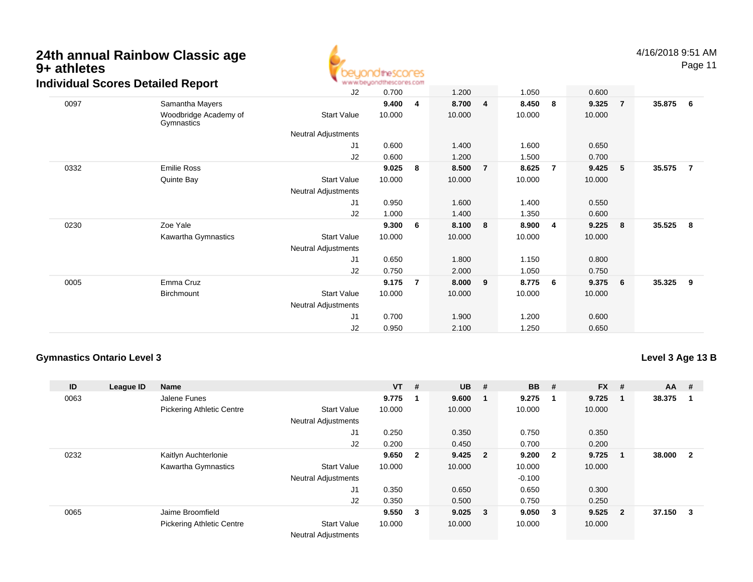| ID | League ID | Name | | VT | # | UB | # | BB | # | FX | # | AA | # |
|---|---|---|---|---|---|---|---|---|---|---|---|---|---|
| | | | J2 | 0.700 | | 1.200 | | 1.050 | | 0.600 | | | |
| 0097 | | Samantha Mayers | | **9.400** | **4** | **8.700** | **4** | **8.450** | **8** | **9.325** | **7** | **35.875** | **6** |
| | | Woodbridge Academy of Gymnastics | Start Value | 10.000 | | 10.000 | | 10.000 | | 10.000 | | | |
| | | | Neutral Adjustments | | | | | | | | | | |
| | | | J1 | 0.600 | | 1.400 | | 1.600 | | 0.650 | | | |
| | | | J2 | 0.600 | | 1.200 | | 1.500 | | 0.700 | | | |
| 0332 | | Emilie Ross | | **9.025** | **8** | **8.500** | **7** | **8.625** | **7** | **9.425** | **5** | **35.575** | **7** |
| | | Quinte Bay | Start Value | 10.000 | | 10.000 | | 10.000 | | 10.000 | | | |
| | | | Neutral Adjustments | | | | | | | | | | |
| | | | J1 | 0.950 | | 1.600 | | 1.400 | | 0.550 | | | |
| | | | J2 | 1.000 | | 1.400 | | 1.350 | | 0.600 | | | |
| 0230 | | Zoe Yale | | **9.300** | **6** | **8.100** | **8** | **8.900** | **4** | **9.225** | **8** | **35.525** | **8** |
| | | Kawartha Gymnastics | Start Value | 10.000 | | 10.000 | | 10.000 | | 10.000 | | | |
| | | | Neutral Adjustments | | | | | | | | | | |
| | | | J1 | 0.650 | | 1.800 | | 1.150 | | 0.800 | | | |
| | | | J2 | 0.750 | | 2.000 | | 1.050 | | 0.750 | | | |
| 0005 | | Emma Cruz | | **9.175** | **7** | **8.000** | **9** | **8.775** | **6** | **9.375** | **6** | **35.325** | **9** |
| | | Birchmount | Start Value | 10.000 | | 10.000 | | 10.000 | | 10.000 | | | |
| | | | Neutral Adjustments | | | | | | | | | | |
| | | | J1 | 0.700 | | 1.900 | | 1.200 | | 0.600 | | | |
| | | | J2 | 0.950 | | 2.100 | | 1.250 | | 0.650 | | | |

### Gymnastics Ontario Level 3

**Level 3 Age 13 B**

| ID | League ID | Name | | VT | # | UB | # | BB | # | FX | # | AA | # |
|---|---|---|---|---|---|---|---|---|---|---|---|---|---|
| 0063 | | Jalene Funes | | **9.775** | **1** | **9.600** | **1** | **9.275** | **1** | **9.725** | **1** | **38.375** | **1** |
| | | Pickering Athletic Centre | Start Value | 10.000 | | 10.000 | | 10.000 | | 10.000 | | | |
| | | | Neutral Adjustments | | | | | | | | | | |
| | | | J1 | 0.250 | | 0.350 | | 0.750 | | 0.350 | | | |
| | | | J2 | 0.200 | | 0.450 | | 0.700 | | 0.200 | | | |
| 0232 | | Kaitlyn Auchterlonie | | **9.650** | **2** | **9.425** | **2** | **9.200** | **2** | **9.725** | **1** | **38.000** | **2** |
| | | Kawartha Gymnastics | Start Value | 10.000 | | 10.000 | | 10.000 | | 10.000 | | | |
| | | | Neutral Adjustments | | | | | -0.100 | | | | | |
| | | | J1 | 0.350 | | 0.650 | | 0.650 | | 0.300 | | | |
| | | | J2 | 0.350 | | 0.500 | | 0.750 | | 0.250 | | | |
| 0065 | | Jaime Broomfield | | **9.550** | **3** | **9.025** | **3** | **9.050** | **3** | **9.525** | **2** | **37.150** | **3** |
| | | Pickering Athletic Centre | Start Value | 10.000 | | 10.000 | | 10.000 | | 10.000 | | | |
| | | | Neutral Adjustments | | | | | | | | | | |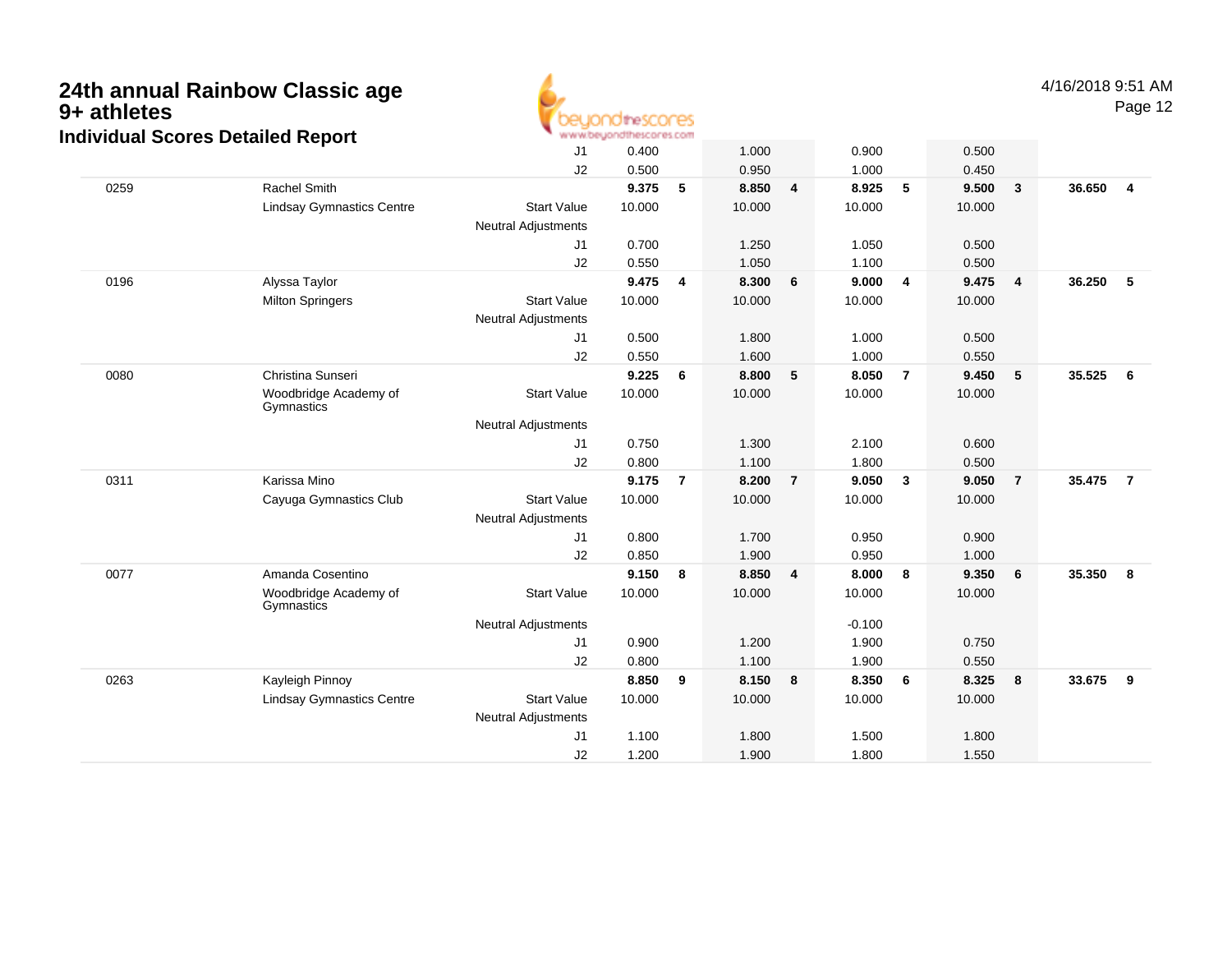# 24th annual Rainbow Classic age 9+ athletes

## Individual Scores Detailed Report

4/16/2018 9:51 AM

| | | | | | | | | | | | | |
|---|---|---|---|---|---|---|---|---|---|---|---|---|
| | | J1 | 0.400 | | 1.000 | | 0.900 | | 0.500 | | | |
| | | J2 | 0.500 | | 0.950 | | 1.000 | | 0.450 | | | |
| 0259 | Rachel Smith | | **9.375** | **5** | **8.850** | **4** | **8.925** | **5** | **9.500** | **3** | **36.650** | **4** |
| | Lindsay Gymnastics Centre | Start Value | 10.000 | | 10.000 | | 10.000 | | 10.000 | | | |
| | | Neutral Adjustments | | | | | | | | | | |
| | | J1 | 0.700 | | 1.250 | | 1.050 | | 0.500 | | | |
| | | J2 | 0.550 | | 1.050 | | 1.100 | | 0.500 | | | |
| 0196 | Alyssa Taylor | | **9.475** | **4** | **8.300** | **6** | **9.000** | **4** | **9.475** | **4** | **36.250** | **5** |
| | Milton Springers | Start Value | 10.000 | | 10.000 | | 10.000 | | 10.000 | | | |
| | | Neutral Adjustments | | | | | | | | | | |
| | | J1 | 0.500 | | 1.800 | | 1.000 | | 0.500 | | | |
| | | J2 | 0.550 | | 1.600 | | 1.000 | | 0.550 | | | |
| 0080 | Christina Sunseri | | **9.225** | **6** | **8.800** | **5** | **8.050** | **7** | **9.450** | **5** | **35.525** | **6** |
| | Woodbridge Academy of Gymnastics | Start Value | 10.000 | | 10.000 | | 10.000 | | 10.000 | | | |
| | | Neutral Adjustments | | | | | | | | | | |
| | | J1 | 0.750 | | 1.300 | | 2.100 | | 0.600 | | | |
| | | J2 | 0.800 | | 1.100 | | 1.800 | | 0.500 | | | |
| 0311 | Karissa Mino | | **9.175** | **7** | **8.200** | **7** | **9.050** | **3** | **9.050** | **7** | **35.475** | **7** |
| | Cayuga Gymnastics Club | Start Value | 10.000 | | 10.000 | | 10.000 | | 10.000 | | | |
| | | Neutral Adjustments | | | | | | | | | | |
| | | J1 | 0.800 | | 1.700 | | 0.950 | | 0.900 | | | |
| | | J2 | 0.850 | | 1.900 | | 0.950 | | 1.000 | | | |
| 0077 | Amanda Cosentino | | **9.150** | **8** | **8.850** | **4** | **8.000** | **8** | **9.350** | **6** | **35.350** | **8** |
| | Woodbridge Academy of Gymnastics | Start Value | 10.000 | | 10.000 | | 10.000 | | 10.000 | | | |
| | | Neutral Adjustments | | | | | -0.100 | | | | | |
| | | J1 | 0.900 | | 1.200 | | 1.900 | | 0.750 | | | |
| | | J2 | 0.800 | | 1.100 | | 1.900 | | 0.550 | | | |
| 0263 | Kayleigh Pinnoy | | **8.850** | **9** | **8.150** | **8** | **8.350** | **6** | **8.325** | **8** | **33.675** | **9** |
| | Lindsay Gymnastics Centre | Start Value | 10.000 | | 10.000 | | 10.000 | | 10.000 | | | |
| | | Neutral Adjustments | | | | | | | | | | |
| | | J1 | 1.100 | | 1.800 | | 1.500 | | 1.800 | | | |
| | | J2 | 1.200 | | 1.900 | | 1.800 | | 1.550 | | | |